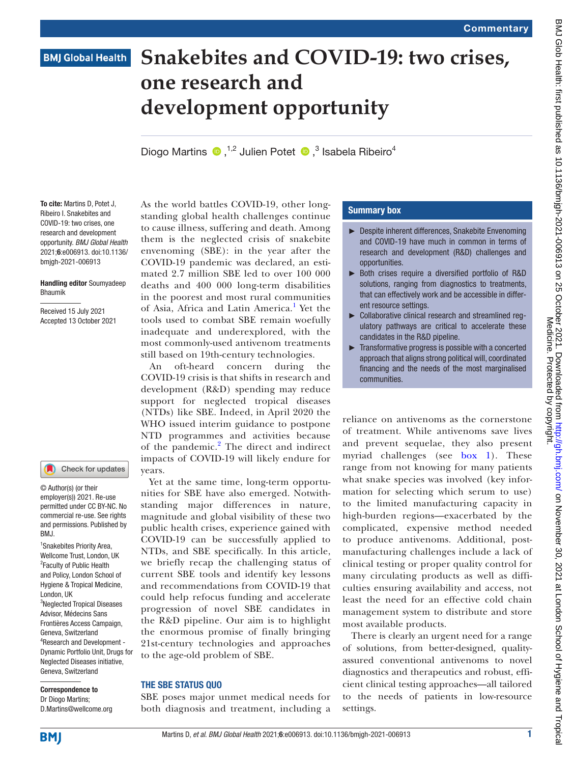# Snakebites and COVID-19: two crises, one research and development opportunity

Diogo Martins [1,2], Julien Potet [3], Isabela Ribeiro[4]

**To cite:** Martins D, Potet J, Ribeiro I. Snakebites and COVID-19: two crises, one research and development opportunity. *BMJ Global Health* 2021;**6**:e006913. doi:10.1136/bmjgh-2021-006913

**Handling editor** Soumyadeep Bhaumik

Received 15 July 2021
Accepted 13 October 2021

© Author(s) (or their employer(s)) 2021. Re-use permitted under CC BY-NC. No commercial re-use. See rights and permissions. Published by BMJ.

[1]Snakebites Priority Area, Wellcome Trust, London, UK
[2]Faculty of Public Health and Policy, London School of Hygiene & Tropical Medicine, London, UK
[3]Neglected Tropical Diseases Advisor, Médecins Sans Frontières Access Campaign, Geneva, Switzerland
[4]Research and Development - Dynamic Portfolio Unit, Drugs for Neglected Diseases initiative, Geneva, Switzerland

**Correspondence to**
Dr Diogo Martins;
D.Martins@wellcome.org

## Summary box

- Despite inherent differences, Snakebite Envenoming and COVID-19 have much in common in terms of research and development (R&D) challenges and opportunities.
- Both crises require a diversified portfolio of R&D solutions, ranging from diagnostics to treatments, that can effectively work and be accessible in different resource settings.
- Collaborative clinical research and streamlined regulatory pathways are critical to accelerate these candidates in the R&D pipeline.
- Transformative progress is possible with a concerted approach that aligns strong political will, coordinated financing and the needs of the most marginalised communities.

As the world battles COVID-19, other long-standing global health challenges continue to cause illness, suffering and death. Among them is the neglected crisis of snakebite envenoming (SBE): in the year after the COVID-19 pandemic was declared, an estimated 2.7 million SBE led to over 100 000 deaths and 400 000 long-term disabilities in the poorest and most rural communities of Asia, Africa and Latin America.[1] Yet the tools used to combat SBE remain woefully inadequate and underexplored, with the most commonly-used antivenom treatments still based on 19th-century technologies.

An oft-heard concern during the COVID-19 crisis is that shifts in research and development (R&D) spending may reduce support for neglected tropical diseases (NTDs) like SBE. Indeed, in April 2020 the WHO issued interim guidance to postpone NTD programmes and activities because of the pandemic.[2] The direct and indirect impacts of COVID-19 will likely endure for years.

Yet at the same time, long-term opportunities for SBE have also emerged. Notwithstanding major differences in nature, magnitude and global visibility of these two public health crises, experience gained with COVID-19 can be successfully applied to NTDs, and SBE specifically. In this article, we briefly recap the challenging status of current SBE tools and identify key lessons and recommendations from COVID-19 that could help refocus funding and accelerate progression of novel SBE candidates in the R&D pipeline. Our aim is to highlight the enormous promise of finally bringing 21st-century technologies and approaches to the age-old problem of SBE.

## THE SBE STATUS QUO

SBE poses major unmet medical needs for both diagnosis and treatment, including a reliance on antivenoms as the cornerstone of treatment. While antivenoms save lives and prevent sequelae, they also present myriad challenges (see box 1). These range from not knowing for many patients what snake species was involved (key information for selecting which serum to use) to the limited manufacturing capacity in high-burden regions—exacerbated by the complicated, expensive method needed to produce antivenoms. Additional, post-manufacturing challenges include a lack of clinical testing or proper quality control for many circulating products as well as difficulties ensuring availability and access, not least the need for an effective cold chain management system to distribute and store most available products.

There is clearly an urgent need for a range of solutions, from better-designed, quality-assured conventional antivenoms to novel diagnostics and therapeutics and robust, efficient clinical testing approaches—all tailored to the needs of patients in low-resource settings.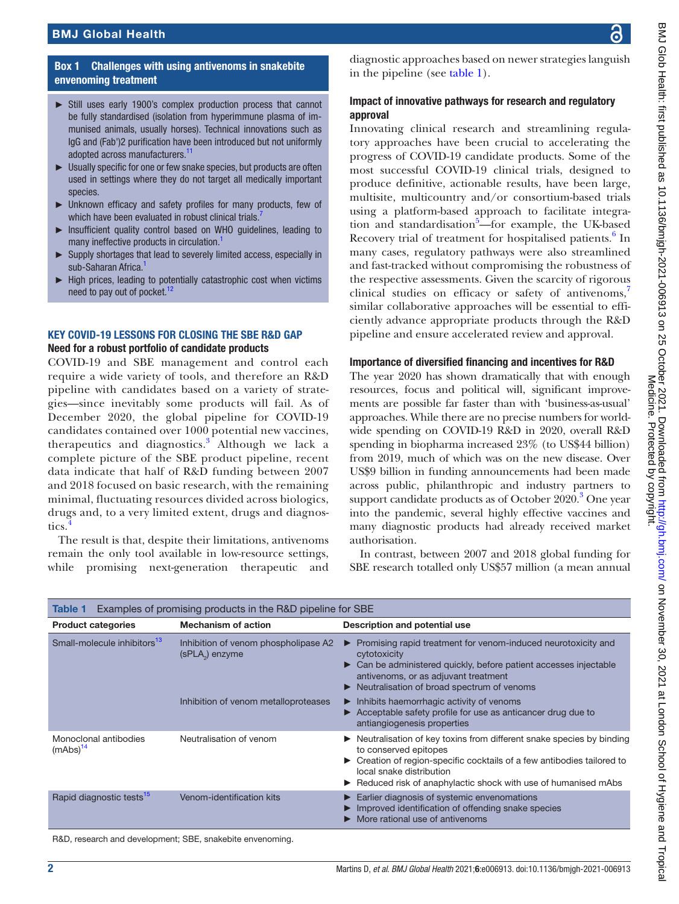**Box 1 Challenges with using antivenoms in snakebite envenoming treatment**

- Still uses early 1900's complex production process that cannot be fully standardised (isolation from hyperimmune plasma of immunised animals, usually horses). Technical innovations such as IgG and (Fab')2 purification have been introduced but not uniformly adopted across manufacturers.[11]
- Usually specific for one or few snake species, but products are often used in settings where they do not target all medically important species.
- Unknown efficacy and safety profiles for many products, few of which have been evaluated in robust clinical trials.[7]
- Insufficient quality control based on WHO guidelines, leading to many ineffective products in circulation.[1]
- Supply shortages that lead to severely limited access, especially in sub-Saharan Africa.[1]
- High prices, leading to potentially catastrophic cost when victims need to pay out of pocket.[12]

## KEY COVID-19 LESSONS FOR CLOSING THE SBE R&D GAP

### Need for a robust portfolio of candidate products

COVID-19 and SBE management and control each require a wide variety of tools, and therefore an R&D pipeline with candidates based on a variety of strategies—since inevitably some products will fail. As of December 2020, the global pipeline for COVID-19 candidates contained over 1000 potential new vaccines, therapeutics and diagnostics.[3] Although we lack a complete picture of the SBE product pipeline, recent data indicate that half of R&D funding between 2007 and 2018 focused on basic research, with the remaining minimal, fluctuating resources divided across biologics, drugs and, to a very limited extent, drugs and diagnostics.[4]

The result is that, despite their limitations, antivenoms remain the only tool available in low-resource settings, while promising next-generation therapeutic and diagnostic approaches based on newer strategies languish in the pipeline (see table 1).

### Impact of innovative pathways for research and regulatory approval

Innovating clinical research and streamlining regulatory approaches have been crucial to accelerating the progress of COVID-19 candidate products. Some of the most successful COVID-19 clinical trials, designed to produce definitive, actionable results, have been large, multisite, multicountry and/or consortium-based trials using a platform-based approach to facilitate integration and standardisation[5]—for example, the UK-based Recovery trial of treatment for hospitalised patients.[6] In many cases, regulatory pathways were also streamlined and fast-tracked without compromising the robustness of the respective assessments. Given the scarcity of rigorous clinical studies on efficacy or safety of antivenoms,[7] similar collaborative approaches will be essential to efficiently advance appropriate products through the R&D pipeline and ensure accelerated review and approval.

### Importance of diversified financing and incentives for R&D

The year 2020 has shown dramatically that with enough resources, focus and political will, significant improvements are possible far faster than with 'business-as-usual' approaches. While there are no precise numbers for worldwide spending on COVID-19 R&D in 2020, overall R&D spending in biopharma increased 23% (to US$44 billion) from 2019, much of which was on the new disease. Over US$9 billion in funding announcements had been made across public, philanthropic and industry partners to support candidate products as of October 2020.[3] One year into the pandemic, several highly effective vaccines and many diagnostic products had already received market authorisation.

In contrast, between 2007 and 2018 global funding for SBE research totalled only US$57 million (a mean annual

**Table 1** Examples of promising products in the R&D pipeline for SBE

| Product categories | Mechanism of action | Description and potential use |
|---|---|---|
| Small-molecule inhibitors[13] | Inhibition of venom phospholipase A2 ($sPLA_2$) enzyme | ► Promising rapid treatment for venom-induced neurotoxicity and cytotoxicity<br>► Can be administered quickly, before patient accesses injectable antivenoms, or as adjuvant treatment<br>► Neutralisation of broad spectrum of venoms |
| | Inhibition of venom metalloproteases | ► Inhibits haemorrhagic activity of venoms<br>► Acceptable safety profile for use as anticancer drug due to antiangiogenesis properties |
| Monoclonal antibodies (mAbs)[14] | Neutralisation of venom | ► Neutralisation of key toxins from different snake species by binding to conserved epitopes<br>► Creation of region-specific cocktails of a few antibodies tailored to local snake distribution<br>► Reduced risk of anaphylactic shock with use of humanised mAbs |
| Rapid diagnostic tests[15] | Venom-identification kits | ► Earlier diagnosis of systemic envenomations<br>► Improved identification of offending snake species<br>► More rational use of antivenoms |

R&D, research and development; SBE, snakebite envenoming.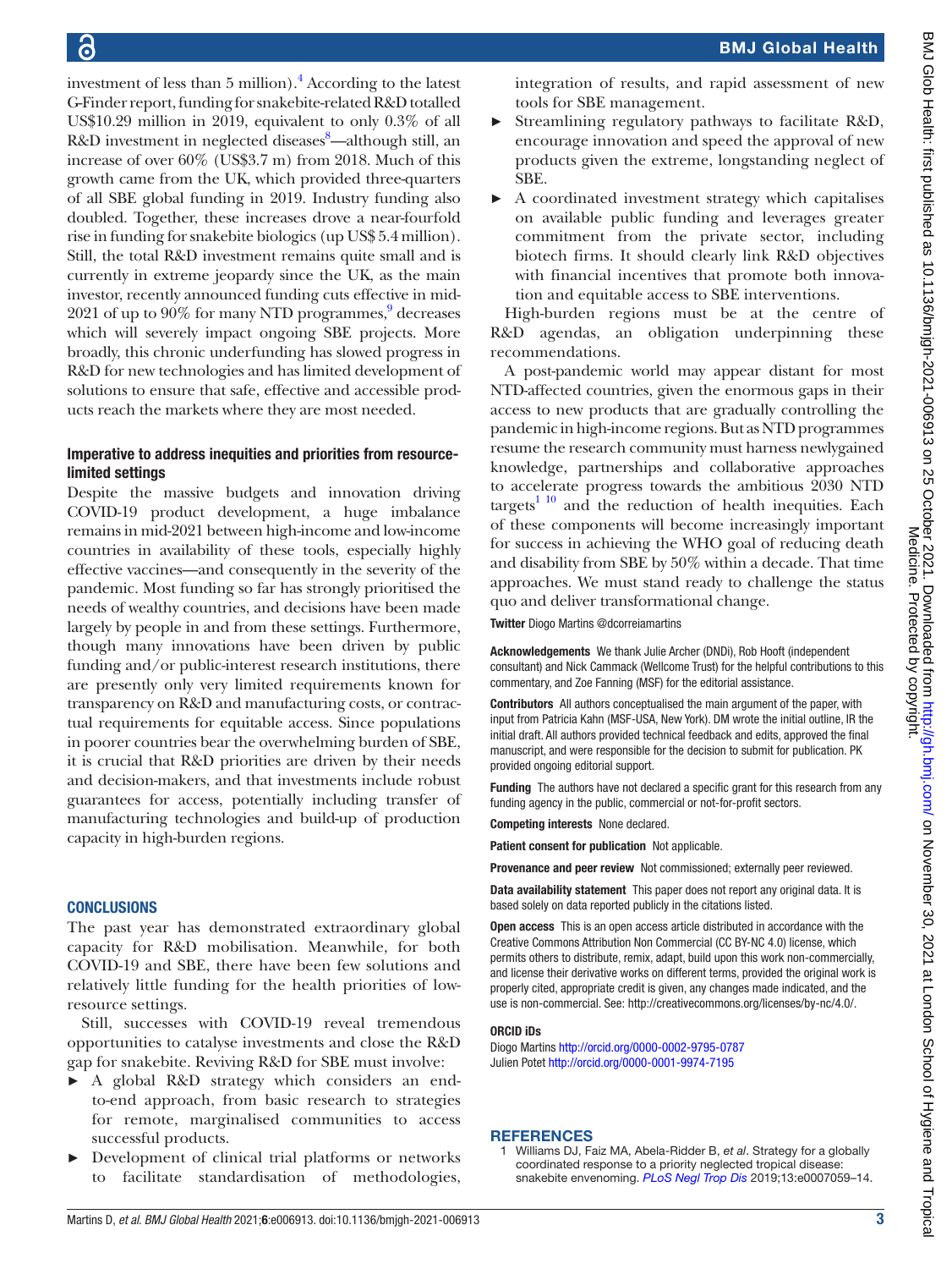investment of less than 5 million).[4] According to the latest G-Finder report, funding for snakebite-related R&D totalled US$10.29 million in 2019, equivalent to only 0.3% of all R&D investment in neglected diseases[8]—although still, an increase of over 60% (US$3.7 m) from 2018. Much of this growth came from the UK, which provided three-quarters of all SBE global funding in 2019. Industry funding also doubled. Together, these increases drove a near-fourfold rise in funding for snakebite biologics (up US$ 5.4 million). Still, the total R&D investment remains quite small and is currently in extreme jeopardy since the UK, as the main investor, recently announced funding cuts effective in mid-2021 of up to 90% for many NTD programmes,[9] decreases which will severely impact ongoing SBE projects. More broadly, this chronic underfunding has slowed progress in R&D for new technologies and has limited development of solutions to ensure that safe, effective and accessible products reach the markets where they are most needed.

### Imperative to address inequities and priorities from resource-limited settings

Despite the massive budgets and innovation driving COVID-19 product development, a huge imbalance remains in mid-2021 between high-income and low-income countries in availability of these tools, especially highly effective vaccines—and consequently in the severity of the pandemic. Most funding so far has strongly prioritised the needs of wealthy countries, and decisions have been made largely by people in and from these settings. Furthermore, though many innovations have been driven by public funding and/or public-interest research institutions, there are presently only very limited requirements known for transparency on R&D and manufacturing costs, or contractual requirements for equitable access. Since populations in poorer countries bear the overwhelming burden of SBE, it is crucial that R&D priorities are driven by their needs and decision-makers, and that investments include robust guarantees for access, potentially including transfer of manufacturing technologies and build-up of production capacity in high-burden regions.

## CONCLUSIONS

The past year has demonstrated extraordinary global capacity for R&D mobilisation. Meanwhile, for both COVID-19 and SBE, there have been few solutions and relatively little funding for the health priorities of low-resource settings.

Still, successes with COVID-19 reveal tremendous opportunities to catalyse investments and close the R&D gap for snakebite. Reviving R&D for SBE must involve:

- A global R&D strategy which considers an end-to-end approach, from basic research to strategies for remote, marginalised communities to access successful products.
- Development of clinical trial platforms or networks to facilitate standardisation of methodologies, integration of results, and rapid assessment of new tools for SBE management.
- Streamlining regulatory pathways to facilitate R&D, encourage innovation and speed the approval of new products given the extreme, longstanding neglect of SBE.
- A coordinated investment strategy which capitalises on available public funding and leverages greater commitment from the private sector, including biotech firms. It should clearly link R&D objectives with financial incentives that promote both innovation and equitable access to SBE interventions.

High-burden regions must be at the centre of R&D agendas, an obligation underpinning these recommendations.

A post-pandemic world may appear distant for most NTD-affected countries, given the enormous gaps in their access to new products that are gradually controlling the pandemic in high-income regions. But as NTD programmes resume the research community must harness newlygained knowledge, partnerships and collaborative approaches to accelerate progress towards the ambitious 2030 NTD targets[1 10] and the reduction of health inequities. Each of these components will become increasingly important for success in achieving the WHO goal of reducing death and disability from SBE by 50% within a decade. That time approaches. We must stand ready to challenge the status quo and deliver transformational change.

**Twitter** Diogo Martins @dcorreiamartins

**Acknowledgements** We thank Julie Archer (DNDi), Rob Hooft (independent consultant) and Nick Cammack (Wellcome Trust) for the helpful contributions to this commentary, and Zoe Fanning (MSF) for the editorial assistance.

**Contributors** All authors conceptualised the main argument of the paper, with input from Patricia Kahn (MSF-USA, New York). DM wrote the initial outline, IR the initial draft. All authors provided technical feedback and edits, approved the final manuscript, and were responsible for the decision to submit for publication. PK provided ongoing editorial support.

**Funding** The authors have not declared a specific grant for this research from any funding agency in the public, commercial or not-for-profit sectors.

**Competing interests** None declared.

**Patient consent for publication** Not applicable.

**Provenance and peer review** Not commissioned; externally peer reviewed.

**Data availability statement** This paper does not report any original data. It is based solely on data reported publicly in the citations listed.

**Open access** This is an open access article distributed in accordance with the Creative Commons Attribution Non Commercial (CC BY-NC 4.0) license, which permits others to distribute, remix, adapt, build upon this work non-commercially, and license their derivative works on different terms, provided the original work is properly cited, appropriate credit is given, any changes made indicated, and the use is non-commercial. See: http://creativecommons.org/licenses/by-nc/4.0/.

#### ORCID iDs

Diogo Martins http://orcid.org/0000-0002-9795-0787
Julien Potet http://orcid.org/0000-0001-9974-7195

## REFERENCES

1 Williams DJ, Faiz MA, Abela-Ridder B, *et al*. Strategy for a globally coordinated response to a priority neglected tropical disease: snakebite envenoming. *PLoS Negl Trop Dis* 2019;13:e0007059–14.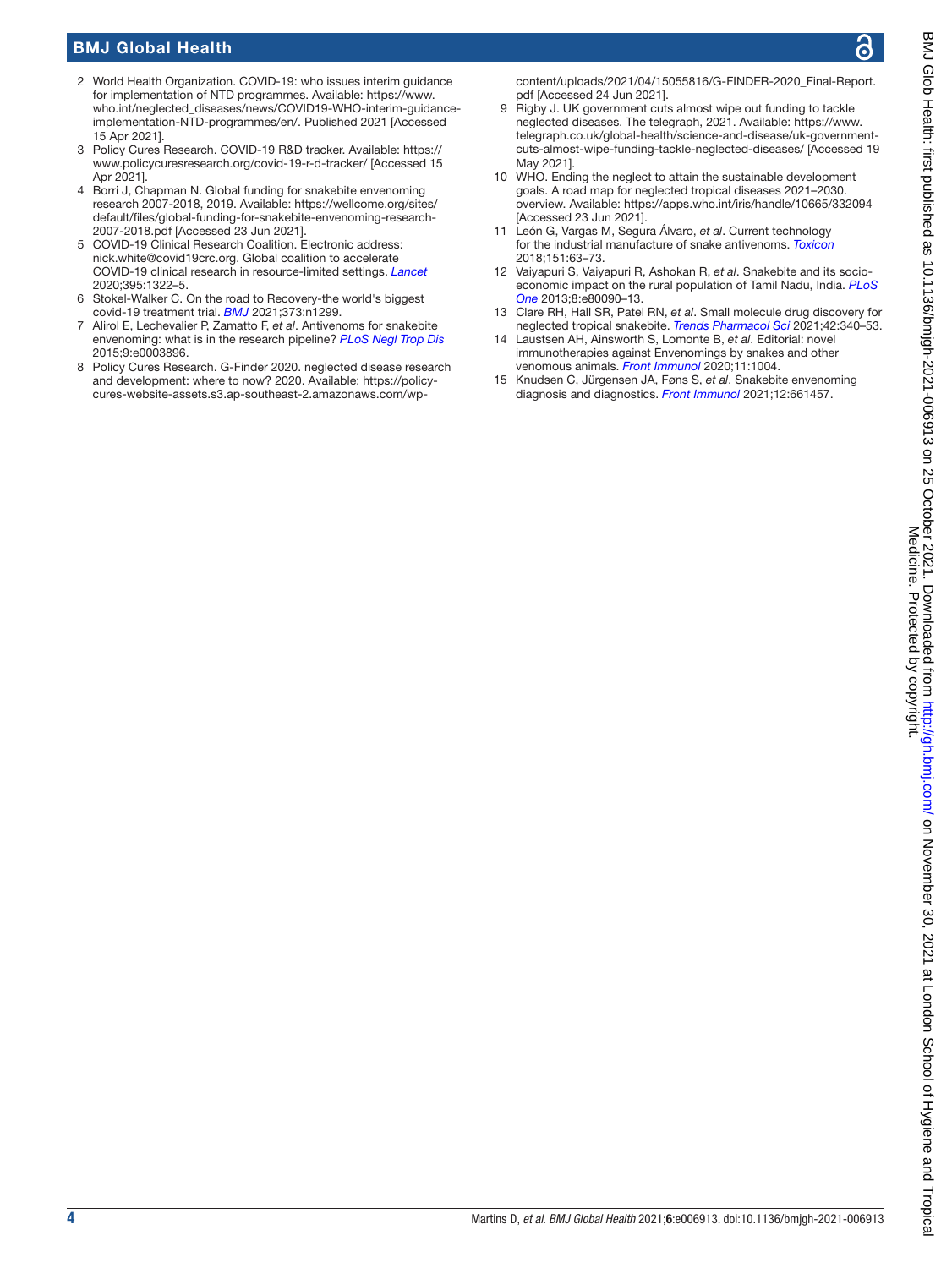2. World Health Organization. COVID-19: who issues interim guidance for implementation of NTD programmes. Available: https://www.who.int/neglected_diseases/news/COVID19-WHO-interim-guidance-implementation-NTD-programmes/en/. Published 2021 [Accessed 15 Apr 2021].
3. Policy Cures Research. COVID-19 R&D tracker. Available: https://www.policycuresresearch.org/covid-19-r-d-tracker/ [Accessed 15 Apr 2021].
4. Borri J, Chapman N. Global funding for snakebite envenoming research 2007-2018, 2019. Available: https://wellcome.org/sites/default/files/global-funding-for-snakebite-envenoming-research-2007-2018.pdf [Accessed 23 Jun 2021].
5. COVID-19 Clinical Research Coalition. Electronic address: nick.white@covid19crc.org. Global coalition to accelerate COVID-19 clinical research in resource-limited settings. *Lancet* 2020;395:1322–5.
6. Stokel-Walker C. On the road to Recovery-the world's biggest covid-19 treatment trial. *BMJ* 2021;373:n1299.
7. Alirol E, Lechevalier P, Zamatto F, *et al*. Antivenoms for snakebite envenoming: what is in the research pipeline? *PLoS Negl Trop Dis* 2015;9:e0003896.
8. Policy Cures Research. G-Finder 2020. neglected disease research and development: where to now? 2020. Available: https://policy-cures-website-assets.s3.ap-southeast-2.amazonaws.com/wp-content/uploads/2021/04/15055816/G-FINDER-2020_Final-Report.pdf [Accessed 24 Jun 2021].
9. Rigby J. UK government cuts almost wipe out funding to tackle neglected diseases. The telegraph, 2021. Available: https://www.telegraph.co.uk/global-health/science-and-disease/uk-government-cuts-almost-wipe-funding-tackle-neglected-diseases/ [Accessed 19 May 2021].
10. WHO. Ending the neglect to attain the sustainable development goals. A road map for neglected tropical diseases 2021–2030. overview. Available: https://apps.who.int/iris/handle/10665/332094 [Accessed 23 Jun 2021].
11. León G, Vargas M, Segura Álvaro, *et al*. Current technology for the industrial manufacture of snake antivenoms. *Toxicon* 2018;151:63–73.
12. Vaiyapuri S, Vaiyapuri R, Ashokan R, *et al*. Snakebite and its socio-economic impact on the rural population of Tamil Nadu, India. *PLoS One* 2013;8:e80090–13.
13. Clare RH, Hall SR, Patel RN, *et al*. Small molecule drug discovery for neglected tropical snakebite. *Trends Pharmacol Sci* 2021;42:340–53.
14. Laustsen AH, Ainsworth S, Lomonte B, *et al*. Editorial: novel immunotherapies against Envenomings by snakes and other venomous animals. *Front Immunol* 2020;11:1004.
15. Knudsen C, Jürgensen JA, Føns S, *et al*. Snakebite envenoming diagnosis and diagnostics. *Front Immunol* 2021;12:661457.